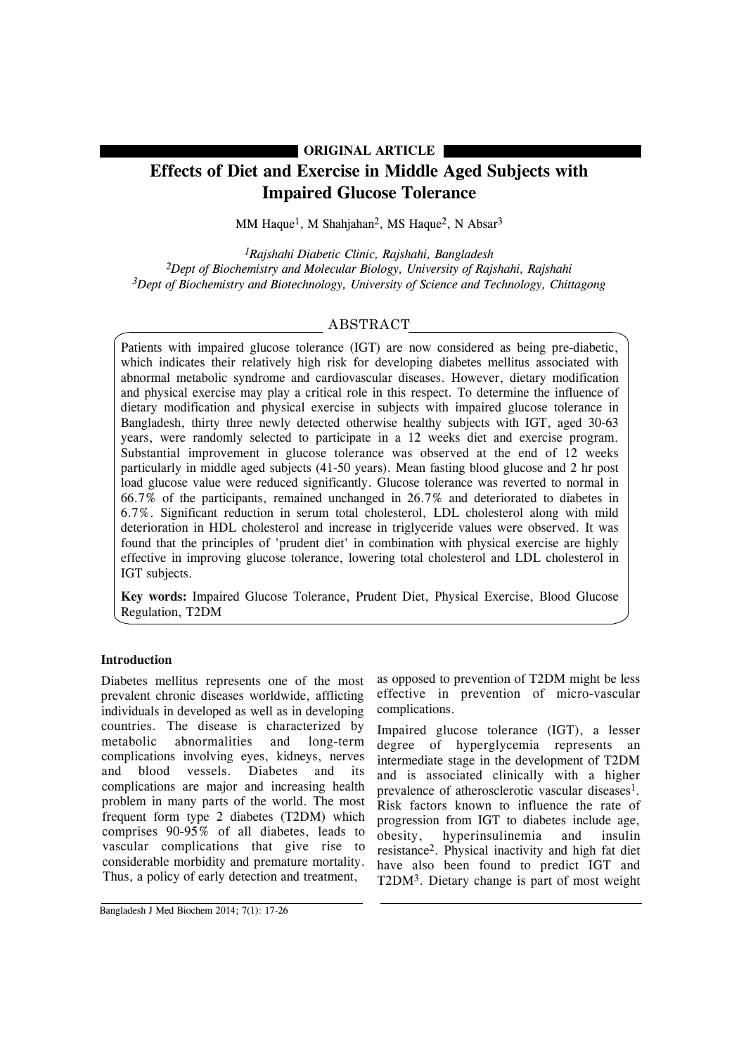**ORIGINAL ARTICLE**

# Effects of Diet and Exercise in Middle Aged Subjects with Impaired Glucose Tolerance

MM Haque[1], M Shahjahan[2], MS Haque[2], N Absar[3]

[1]*Rajshahi Diabetic Clinic, Rajshahi, Bangladesh*
[2]*Dept of Biochemistry and Molecular Biology, University of Rajshahi, Rajshahi*
[3]*Dept of Biochemistry and Biotechnology, University of Science and Technology, Chittagong*

## ABSTRACT

Patients with impaired glucose tolerance (IGT) are now considered as being pre-diabetic, which indicates their relatively high risk for developing diabetes mellitus associated with abnormal metabolic syndrome and cardiovascular diseases. However, dietary modification and physical exercise may play a critical role in this respect. To determine the influence of dietary modification and physical exercise in subjects with impaired glucose tolerance in Bangladesh, thirty three newly detected otherwise healthy subjects with IGT, aged 30-63 years, were randomly selected to participate in a 12 weeks diet and exercise program. Substantial improvement in glucose tolerance was observed at the end of 12 weeks particularly in middle aged subjects (41-50 years). Mean fasting blood glucose and 2 hr post load glucose value were reduced significantly. Glucose tolerance was reverted to normal in 66.7% of the participants, remained unchanged in 26.7% and deteriorated to diabetes in 6.7%. Significant reduction in serum total cholesterol, LDL cholesterol along with mild deterioration in HDL cholesterol and increase in triglyceride values were observed. It was found that the principles of 'prudent diet' in combination with physical exercise are highly effective in improving glucose tolerance, lowering total cholesterol and LDL cholesterol in IGT subjects.

**Key words:** Impaired Glucose Tolerance, Prudent Diet, Physical Exercise, Blood Glucose Regulation, T2DM

### Introduction

Diabetes mellitus represents one of the most prevalent chronic diseases worldwide, afflicting individuals in developed as well as in developing countries. The disease is characterized by metabolic abnormalities and long-term complications involving eyes, kidneys, nerves and blood vessels. Diabetes and its complications are major and increasing health problem in many parts of the world. The most frequent form type 2 diabetes (T2DM) which comprises 90-95% of all diabetes, leads to vascular complications that give rise to considerable morbidity and premature mortality. Thus, a policy of early detection and treatment, as opposed to prevention of T2DM might be less effective in prevention of micro-vascular complications.

Impaired glucose tolerance (IGT), a lesser degree of hyperglycemia represents an intermediate stage in the development of T2DM and is associated clinically with a higher prevalence of atherosclerotic vascular diseases[1]. Risk factors known to influence the rate of progression from IGT to diabetes include age, obesity, hyperinsulinemia and insulin resistance[2]. Physical inactivity and high fat diet have also been found to predict IGT and T2DM[3]. Dietary change is part of most weight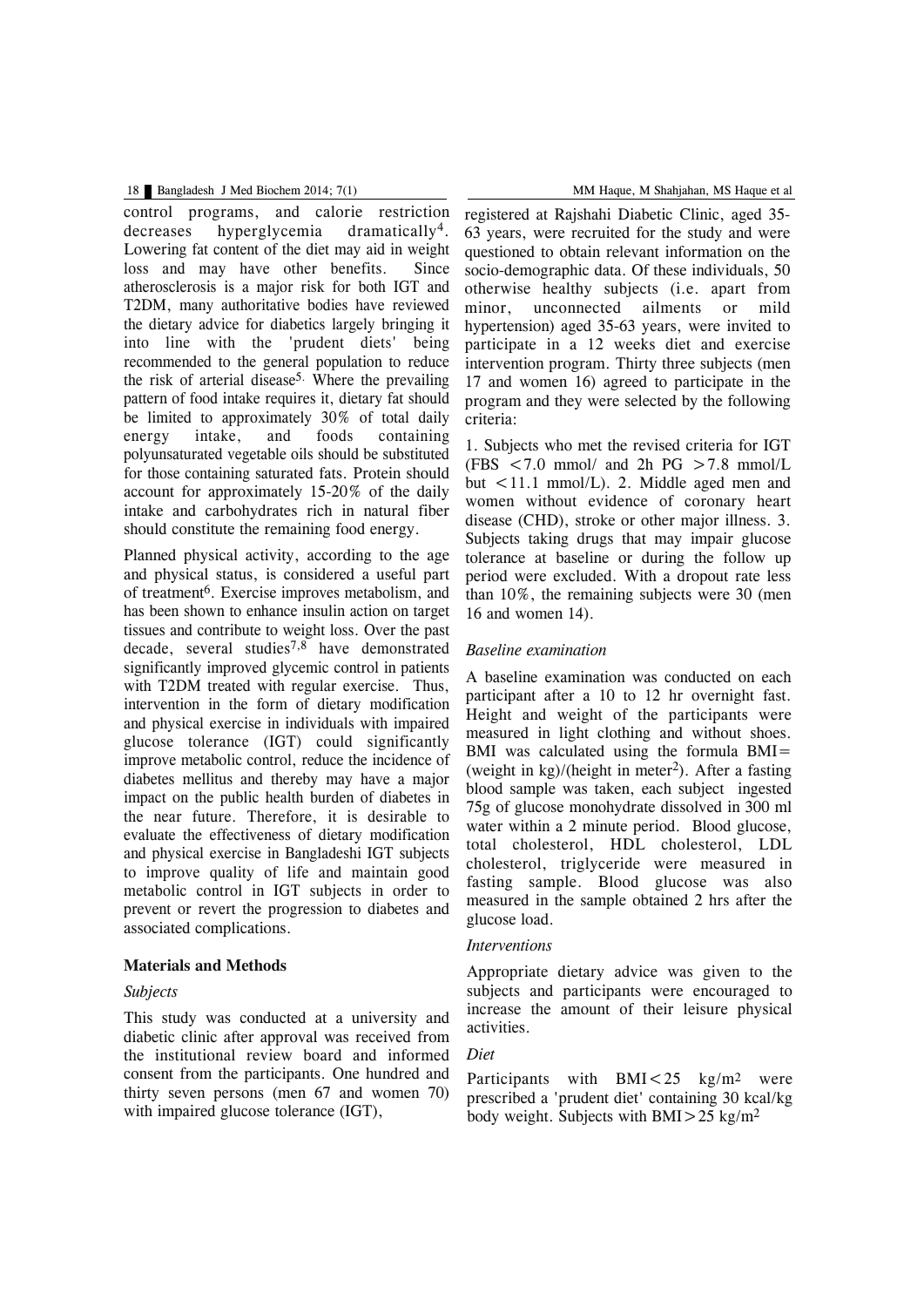control programs, and calorie restriction decreases hyperglycemia dramatically[4]. Lowering fat content of the diet may aid in weight loss and may have other benefits. Since atherosclerosis is a major risk for both IGT and T2DM, many authoritative bodies have reviewed the dietary advice for diabetics largely bringing it into line with the 'prudent diets' being recommended to the general population to reduce the risk of arterial disease[5]. Where the prevailing pattern of food intake requires it, dietary fat should be limited to approximately 30% of total daily energy intake, and foods containing polyunsaturated vegetable oils should be substituted for those containing saturated fats. Protein should account for approximately 15-20% of the daily intake and carbohydrates rich in natural fiber should constitute the remaining food energy.

Planned physical activity, according to the age and physical status, is considered a useful part of treatment[6]. Exercise improves metabolism, and has been shown to enhance insulin action on target tissues and contribute to weight loss. Over the past decade, several studies[7,8] have demonstrated significantly improved glycemic control in patients with T2DM treated with regular exercise. Thus, intervention in the form of dietary modification and physical exercise in individuals with impaired glucose tolerance (IGT) could significantly improve metabolic control, reduce the incidence of diabetes mellitus and thereby may have a major impact on the public health burden of diabetes in the near future. Therefore, it is desirable to evaluate the effectiveness of dietary modification and physical exercise in Bangladeshi IGT subjects to improve quality of life and maintain good metabolic control in IGT subjects in order to prevent or revert the progression to diabetes and associated complications.

## Materials and Methods

### *Subjects*

This study was conducted at a university and diabetic clinic after approval was received from the institutional review board and informed consent from the participants. One hundred and thirty seven persons (men 67 and women 70) with impaired glucose tolerance (IGT), registered at Rajshahi Diabetic Clinic, aged 35-63 years, were recruited for the study and were questioned to obtain relevant information on the socio-demographic data. Of these individuals, 50 otherwise healthy subjects (i.e. apart from minor, unconnected ailments or mild hypertension) aged 35-63 years, were invited to participate in a 12 weeks diet and exercise intervention program. Thirty three subjects (men 17 and women 16) agreed to participate in the program and they were selected by the following criteria:

1. Subjects who met the revised criteria for IGT (FBS $<7.0$ mmol/ and 2h PG $>7.8$ mmol/L but $<11.1$ mmol/L). 2. Middle aged men and women without evidence of coronary heart disease (CHD), stroke or other major illness. 3. Subjects taking drugs that may impair glucose tolerance at baseline or during the follow up period were excluded. With a dropout rate less than 10%, the remaining subjects were 30 (men 16 and women 14).

### *Baseline examination*

A baseline examination was conducted on each participant after a 10 to 12 hr overnight fast. Height and weight of the participants were measured in light clothing and without shoes. BMI was calculated using the formula BMI= (weight in kg)/(height in meter$^2$). After a fasting blood sample was taken, each subject ingested 75g of glucose monohydrate dissolved in 300 ml water within a 2 minute period. Blood glucose, total cholesterol, HDL cholesterol, LDL cholesterol, triglyceride were measured in fasting sample. Blood glucose was also measured in the sample obtained 2 hrs after the glucose load.

### *Interventions*

Appropriate dietary advice was given to the subjects and participants were encouraged to increase the amount of their leisure physical activities.

### *Diet*

Participants with BMI$<25$ kg/m$^2$ were prescribed a 'prudent diet' containing 30 kcal/kg body weight. Subjects with BMI$>25$ kg/m$^2$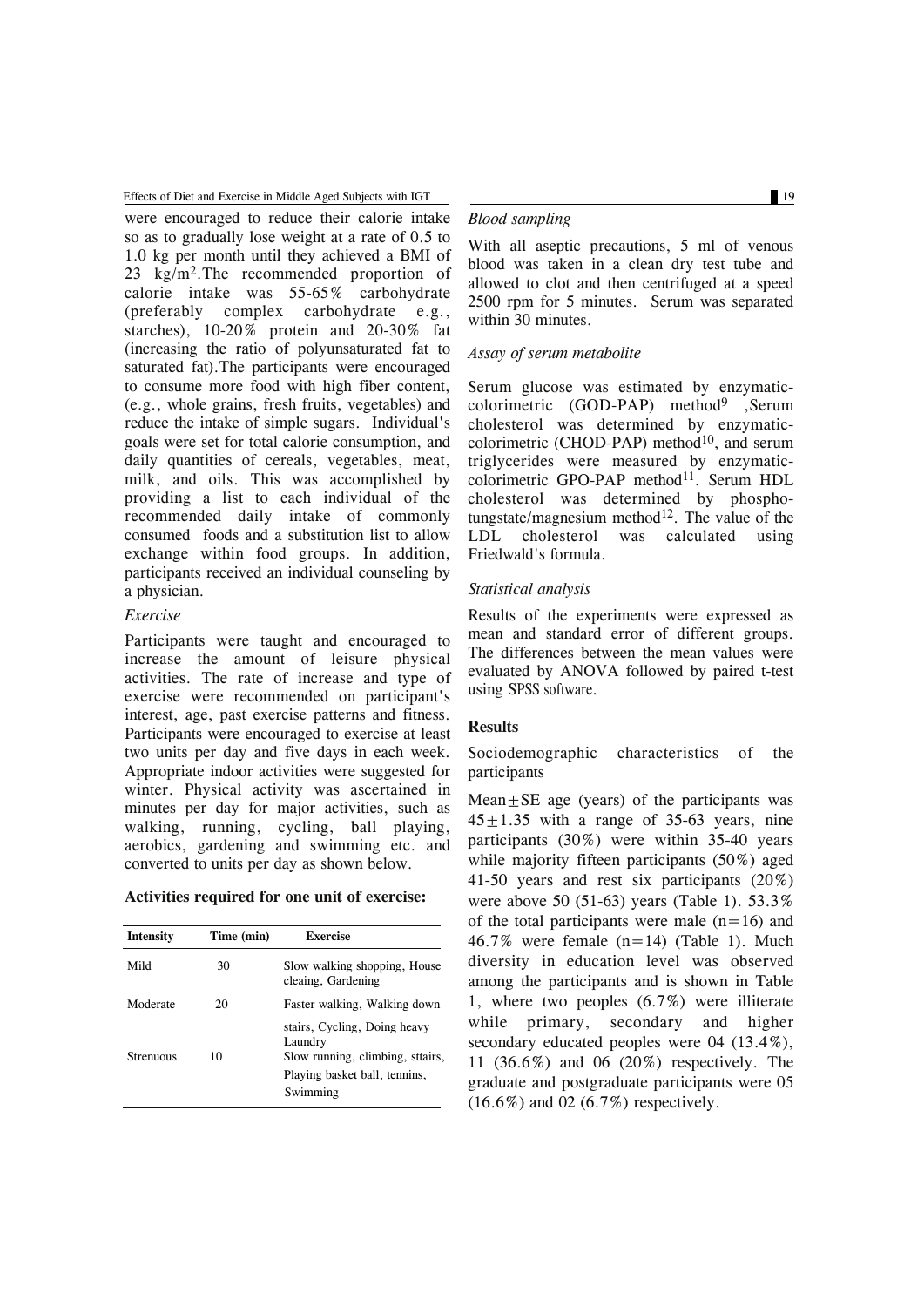were encouraged to reduce their calorie intake so as to gradually lose weight at a rate of 0.5 to 1.0 kg per month until they achieved a BMI of 23 $kg/m^2$.The recommended proportion of calorie intake was 55-65% carbohydrate (preferably complex carbohydrate e.g., starches), 10-20% protein and 20-30% fat (increasing the ratio of polyunsaturated fat to saturated fat).The participants were encouraged to consume more food with high fiber content, (e.g., whole grains, fresh fruits, vegetables) and reduce the intake of simple sugars. Individual's goals were set for total calorie consumption, and daily quantities of cereals, vegetables, meat, milk, and oils. This was accomplished by providing a list to each individual of the recommended daily intake of commonly consumed foods and a substitution list to allow exchange within food groups. In addition, participants received an individual counseling by a physician.

*Exercise*

Participants were taught and encouraged to increase the amount of leisure physical activities. The rate of increase and type of exercise were recommended on participant's interest, age, past exercise patterns and fitness. Participants were encouraged to exercise at least two units per day and five days in each week. Appropriate indoor activities were suggested for winter. Physical activity was ascertained in minutes per day for major activities, such as walking, running, cycling, ball playing, aerobics, gardening and swimming etc. and converted to units per day as shown below.

**Activities required for one unit of exercise:**

| Intensity | Time (min) | Exercise |
|---|---|---|
| Mild | 30 | Slow walking shopping, House cleaing, Gardening |
| Moderate | 20 | Faster walking, Walking down stairs, Cycling, Doing heavy Laundry |
| Strenuous | 10 | Slow running, climbing, sttairs, Playing basket ball, tennins, Swimming |

*Blood sampling*

With all aseptic precautions, 5 ml of venous blood was taken in a clean dry test tube and allowed to clot and then centrifuged at a speed 2500 rpm for 5 minutes. Serum was separated within 30 minutes.

*Assay of serum metabolite*

Serum glucose was estimated by enzymatic-colorimetric (GOD-PAP) method[9] ,Serum cholesterol was determined by enzymatic-colorimetric (CHOD-PAP) method[10], and serum triglycerides were measured by enzymatic-colorimetric GPO-PAP method[11]. Serum HDL cholesterol was determined by phosphotungstate/magnesium method[12]. The value of the LDL cholesterol was calculated using Friedwald's formula.

*Statistical analysis*

Results of the experiments were expressed as mean and standard error of different groups. The differences between the mean values were evaluated by ANOVA followed by paired t-test using SPSS software.

## Results

Sociodemographic characteristics of the participants

Mean$\pm$SE age (years) of the participants was $45\pm1.35$ with a range of 35-63 years, nine participants (30%) were within 35-40 years while majority fifteen participants (50%) aged 41-50 years and rest six participants (20%) were above 50 (51-63) years (Table 1). 53.3% of the total participants were male ($n=16$) and 46.7% were female ($n=14$) (Table 1). Much diversity in education level was observed among the participants and is shown in Table 1, where two peoples (6.7%) were illiterate while primary, secondary and higher secondary educated peoples were 04 (13.4%), 11 (36.6%) and 06 (20%) respectively. The graduate and postgraduate participants were 05 (16.6%) and 02 (6.7%) respectively.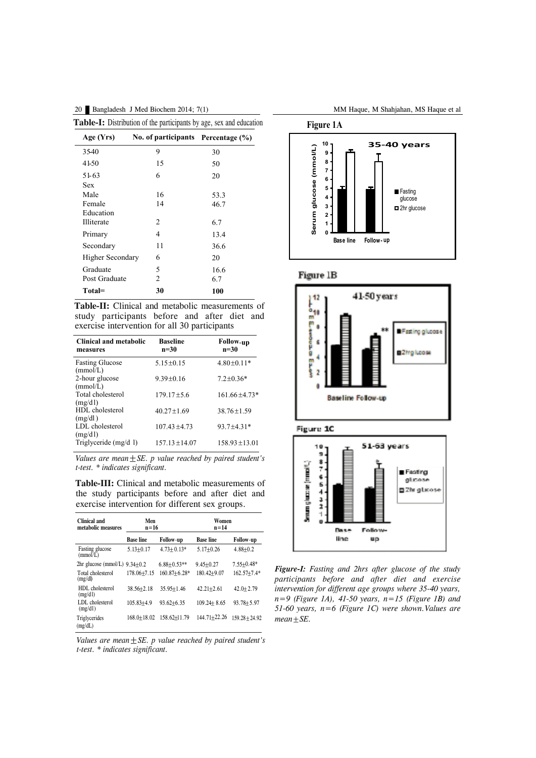**Table-I:** Distribution of the participants by age, sex and education

| Age (Yrs) | No. of participants | Percentage (%) |
|---|---|---|
| 35-40 | 9 | 30 |
| 41-50 | 15 | 50 |
| 51-63 | 6 | 20 |
| Sex | | |
| Male | 16 | 53.3 |
| Female | 14 | 46.7 |
| Education | | |
| Illiterate | 2 | 6.7 |
| Primary | 4 | 13.4 |
| Secondary | 11 | 36.6 |
| Higher Secondary | 6 | 20 |
| Graduate | 5 | 16.6 |
| Post Graduate | 2 | 6.7 |
| **Total=** | **30** | **100** |

**Table-II:** Clinical and metabolic measurements of study participants before and after diet and exercise intervention for all 30 participants

| Clinical and metabolic measures | Baseline n=30 | Follow-up n=30 |
|---|---|---|
| Fasting Glucose (mmol/L) | 5.15±0.15 | 4.80±0.11* |
| 2-hour glucose (mmol/L) | 9.39±0.16 | 7.2±0.36* |
| Total cholesterol (mg/dl) | 179.17±5.6 | 161.66±4.73* |
| HDL cholesterol (mg/dl) | 40.27±1.69 | 38.76±1.59 |
| LDL cholesterol (mg/dl) | 107.43±4.73 | 93.7±4.31* |
| Triglyceride (mg/d l) | 157.13±14.07 | 158.93±13.01 |

*Values are mean±SE. p value reached by paired student's t-test. \* indicates significant.*

**Table-III:** Clinical and metabolic measurements of the study participants before and after diet and exercise intervention for different sex groups.

| Clinical and metabolic measures | Men n=16 | | Women n=14 | |
|---|---|---|---|---|
| | Base line | Follow-up | Base line | Follow-up |
| Fasting glucose (mmol/L) | 5.13±0.17 | 4.73±0.13* | 5.17±0.26 | 4.88±0.2 |
| 2hr glucose (mmol/L) | 9.34±0.2 | 6.88±0.53** | 9.45±0.27 | 7.55±0.48* |
| Total cholesterol (mg/dl) | 178.06±7.15 | 160.87±6.28* | 180.42±9.07 | 162.57±7.4* |
| HDL cholesterol (mg/dl) | 38.56±2.18 | 35.95±1.46 | 42.21±2.61 | 42.0±2.79 |
| LDL cholesterol (mg/dl) | 105.83±4.9 | 93.62±6.35 | 109.24±8.65 | 93.78±5.97 |
| Triglycerides (mg/dL) | 168.0±18.02 | 158.62±11.79 | 144.71±22.26 | 159.28±24.92 |

*Values are mean±SE. p value reached by paired student's t-test. \* indicates significant.*

**Figure 1A**

**Figure 1B**

**Figure 1C**

***Figure-I:*** *Fasting and 2hrs after glucose of the study participants before and after diet and exercise intervention for different age groups where 35-40 years, n=9 (Figure 1A), 41-50 years, n=15 (Figure 1B) and 51-60 years, n=6 (Figure 1C) were shown. Values are mean±SE.*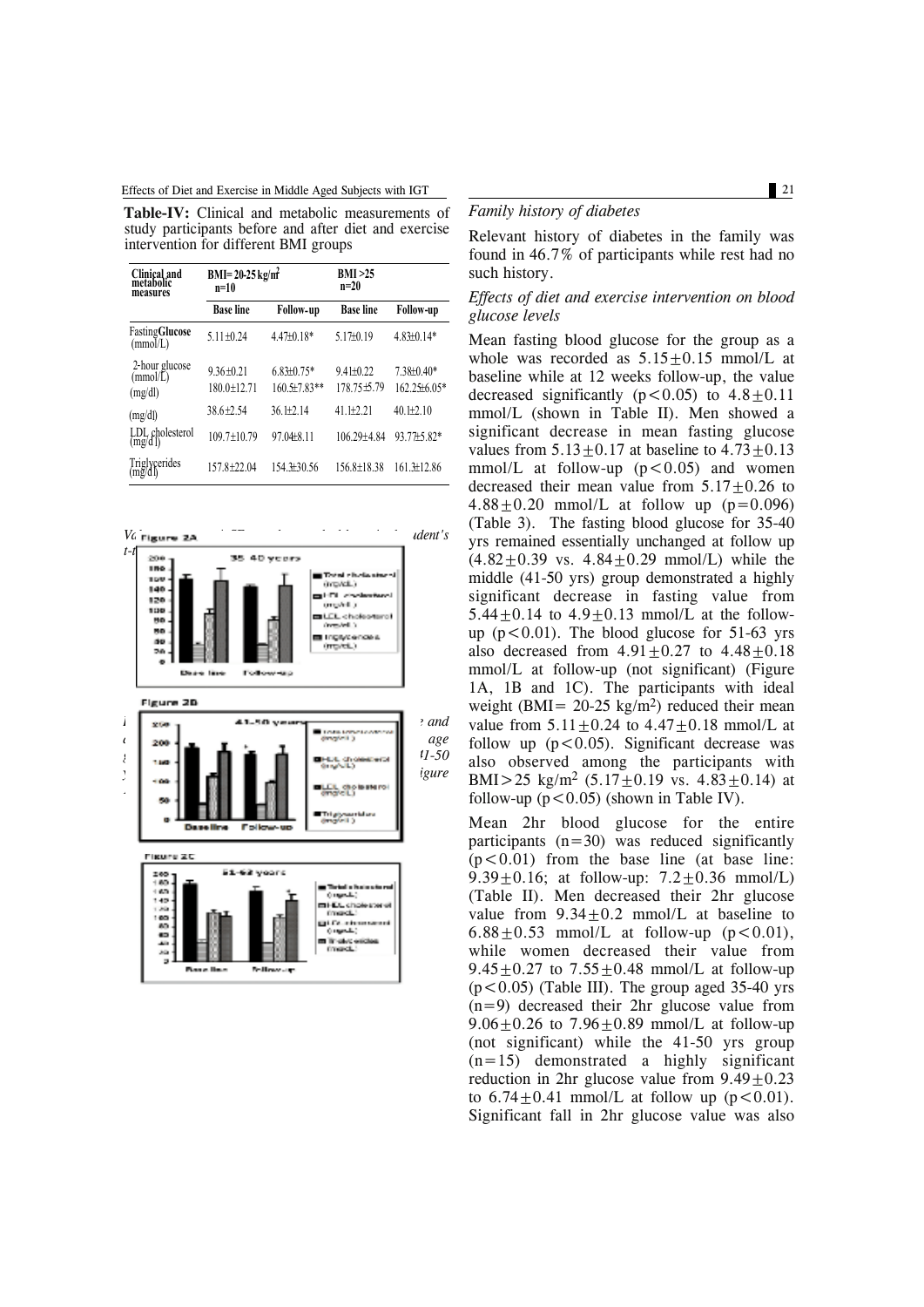**Table-IV:** Clinical and metabolic measurements of study participants before and after diet and exercise intervention for different BMI groups

| Clinical and metabolic measures | BMI= 20-25 kg/m$^2$ n=10 | | BMI >25 n=20 | |
|---|---|---|---|---|
| | Base line | Follow-up | Base line | Follow-up |
| Fasting **Glucose** (mmol/L) | 5.11±0.24 | 4.47±0.18* | 5.17±0.19 | 4.83±0.14* |
| 2-hour glucose (mmol/L) | 9.36±0.21 | 6.83±0.75* | 9.41±0.22 | 7.38±0.40* |
| (mg/dl) | 180.0±12.71 | 160.5±7.83** | 178.75±5.79 | 162.25±6.05* |
| (mg/dl) | 38.6±2.54 | 36.1±2.14 | 41.1±2.21 | 40.1±2.10 |
| LDL cholesterol (mg/dl) | 109.7±10.79 | 97.04±8.11 | 106.29±4.84 | 93.77±5.82* |
| Triglycerides (mg/dl) | 157.8±22.04 | 154.3±30.56 | 156.8±18.38 | 161.3±12.86 |

*Family history of diabetes*

Relevant history of diabetes in the family was found in 46.7% of participants while rest had no such history.

*Effects of diet and exercise intervention on blood glucose levels*

Mean fasting blood glucose for the group as a whole was recorded as 5.15±0.15 mmol/L at baseline while at 12 weeks follow-up, the value decreased significantly ($p<0.05$) to 4.8±0.11 mmol/L (shown in Table II). Men showed a significant decrease in mean fasting glucose values from 5.13±0.17 at baseline to 4.73±0.13 mmol/L at follow-up ($p<0.05$) and women decreased their mean value from 5.17±0.26 to 4.88±0.20 mmol/L at follow up ($p=0.096$) (Table 3). The fasting blood glucose for 35-40 yrs remained essentially unchanged at follow up (4.82±0.39 vs. 4.84±0.29 mmol/L) while the middle (41-50 yrs) group demonstrated a highly significant decrease in fasting value from 5.44±0.14 to 4.9±0.13 mmol/L at the follow-up ($p<0.01$). The blood glucose for 51-63 yrs also decreased from 4.91±0.27 to 4.48±0.18 mmol/L at follow-up (not significant) (Figure 1A, 1B and 1C). The participants with ideal weight (BMI= 20-25 kg/m$^2$) reduced their mean value from 5.11±0.24 to 4.47±0.18 mmol/L at follow up ($p<0.05$). Significant decrease was also observed among the participants with BMI>25 kg/m$^2$ (5.17±0.19 vs. 4.83±0.14) at follow-up ($p<0.05$) (shown in Table IV).

Mean 2hr blood glucose for the entire participants (n=30) was reduced significantly ($p<0.01$) from the base line (at base line: 9.39±0.16; at follow-up: 7.2±0.36 mmol/L) (Table II). Men decreased their 2hr glucose value from 9.34±0.2 mmol/L at baseline to 6.88±0.53 mmol/L at follow-up ($p<0.01$), while women decreased their value from 9.45±0.27 to 7.55±0.48 mmol/L at follow-up ($p<0.05$) (Table III). The group aged 35-40 yrs (n=9) decreased their 2hr glucose value from 9.06±0.26 to 7.96±0.89 mmol/L at follow-up (not significant) while the 41-50 yrs group (n=15) demonstrated a highly significant reduction in 2hr glucose value from 9.49±0.23 to 6.74±0.41 mmol/L at follow up ($p<0.01$). Significant fall in 2hr glucose value was also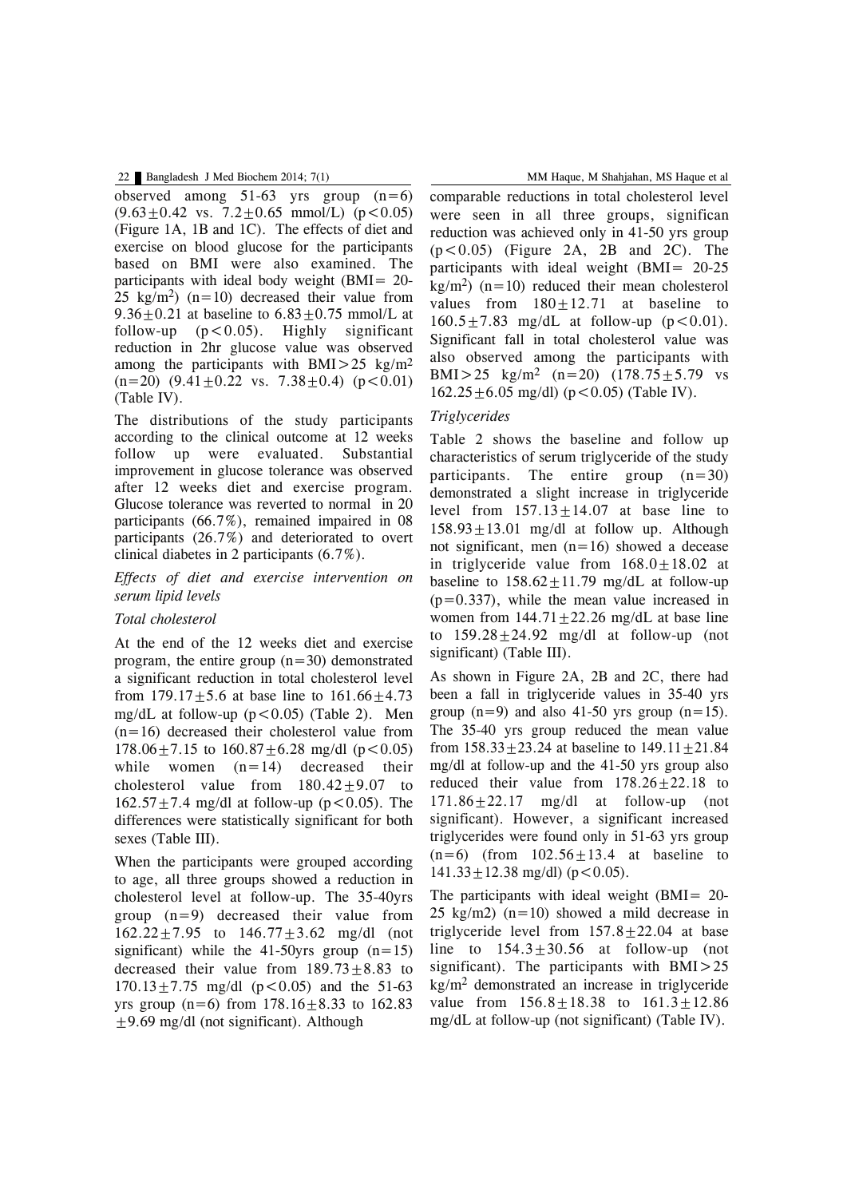observed among 51-63 yrs group (n=6) ($9.63 \pm 0.42$ vs. $7.2 \pm 0.65$ mmol/L) ($p<0.05$) (Figure 1A, 1B and 1C). The effects of diet and exercise on blood glucose for the participants based on BMI were also examined. The participants with ideal body weight (BMI= 20-25 kg/m$^2$) (n=10) decreased their value from $9.36 \pm 0.21$ at baseline to $6.83 \pm 0.75$ mmol/L at follow-up ($p<0.05$). Highly significant reduction in 2hr glucose value was observed among the participants with BMI>25 kg/m$^2$ (n=20) ($9.41 \pm 0.22$ vs. $7.38 \pm 0.4$) ($p<0.01$) (Table IV).

The distributions of the study participants according to the clinical outcome at 12 weeks follow up were evaluated. Substantial improvement in glucose tolerance was observed after 12 weeks diet and exercise program. Glucose tolerance was reverted to normal in 20 participants (66.7%), remained impaired in 08 participants (26.7%) and deteriorated to overt clinical diabetes in 2 participants (6.7%).

*Effects of diet and exercise intervention on serum lipid levels*

*Total cholesterol*

At the end of the 12 weeks diet and exercise program, the entire group (n=30) demonstrated a significant reduction in total cholesterol level from $179.17 \pm 5.6$ at base line to $161.66 \pm 4.73$ mg/dL at follow-up ($p<0.05$) (Table 2). Men (n=16) decreased their cholesterol value from $178.06 \pm 7.15$ to $160.87 \pm 6.28$ mg/dl ($p<0.05$) while women (n=14) decreased their cholesterol value from $180.42 \pm 9.07$ to $162.57 \pm 7.4$ mg/dl at follow-up ($p<0.05$). The differences were statistically significant for both sexes (Table III).

When the participants were grouped according to age, all three groups showed a reduction in cholesterol level at follow-up. The 35-40yrs group (n=9) decreased their value from $162.22 \pm 7.95$ to $146.77 \pm 3.62$ mg/dl (not significant) while the 41-50yrs group (n=15) decreased their value from $189.73 \pm 8.83$ to $170.13 \pm 7.75$ mg/dl ($p<0.05$) and the 51-63 yrs group (n=6) from $178.16 \pm 8.33$ to $162.83 \pm 9.69$ mg/dl (not significant). Although comparable reductions in total cholesterol level were seen in all three groups, significan reduction was achieved only in 41-50 yrs group ($p<0.05$) (Figure 2A, 2B and 2C). The participants with ideal weight (BMI= 20-25 kg/m$^2$) (n=10) reduced their mean cholesterol values from $180 \pm 12.71$ at baseline to $160.5 \pm 7.83$ mg/dL at follow-up ($p<0.01$). Significant fall in total cholesterol value was also observed among the participants with BMI>25 kg/m$^2$ (n=20) ($178.75 \pm 5.79$ vs $162.25 \pm 6.05$ mg/dl) ($p<0.05$) (Table IV).

*Triglycerides*

Table 2 shows the baseline and follow up characteristics of serum triglyceride of the study participants. The entire group (n=30) demonstrated a slight increase in triglyceride level from $157.13 \pm 14.07$ at base line to $158.93 \pm 13.01$ mg/dl at follow up. Although not significant, men (n=16) showed a decease in triglyceride value from $168.0 \pm 18.02$ at baseline to $158.62 \pm 11.79$ mg/dL at follow-up ($p=0.337$), while the mean value increased in women from $144.71 \pm 22.26$ mg/dL at base line to $159.28 \pm 24.92$ mg/dl at follow-up (not significant) (Table III).

As shown in Figure 2A, 2B and 2C, there had been a fall in triglyceride values in 35-40 yrs group (n=9) and also 41-50 yrs group (n=15). The 35-40 yrs group reduced the mean value from $158.33 \pm 23.24$ at baseline to $149.11 \pm 21.84$ mg/dl at follow-up and the 41-50 yrs group also reduced their value from $178.26 \pm 22.18$ to $171.86 \pm 22.17$ mg/dl at follow-up (not significant). However, a significant increased triglycerides were found only in 51-63 yrs group (n=6) (from $102.56 \pm 13.4$ at baseline to $141.33 \pm 12.38$ mg/dl) ($p<0.05$).

The participants with ideal weight (BMI= 20-25 kg/m2) (n=10) showed a mild decrease in triglyceride level from $157.8 \pm 22.04$ at base line to $154.3 \pm 30.56$ at follow-up (not significant). The participants with BMI>25 kg/m$^2$ demonstrated an increase in triglyceride value from $156.8 \pm 18.38$ to $161.3 \pm 12.86$ mg/dL at follow-up (not significant) (Table IV).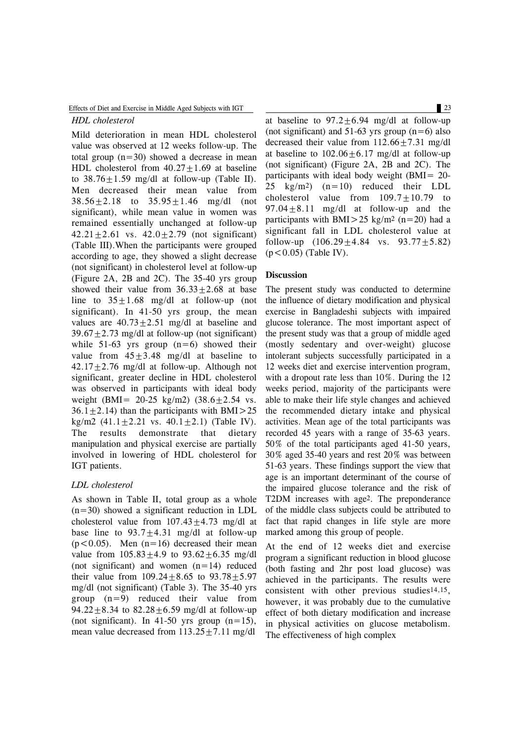### *HDL cholesterol*

Mild deterioration in mean HDL cholesterol value was observed at 12 weeks follow-up. The total group (n=30) showed a decrease in mean HDL cholesterol from 40.27±1.69 at baseline to 38.76±1.59 mg/dl at follow-up (Table II). Men decreased their mean value from 38.56±2.18 to 35.95±1.46 mg/dl (not significant), while mean value in women was remained essentially unchanged at follow-up 42.21±2.61 vs. 42.0±2.79 (not significant) (Table III).When the participants were grouped according to age, they showed a slight decrease (not significant) in cholesterol level at follow-up (Figure 2A, 2B and 2C). The 35-40 yrs group showed their value from 36.33±2.68 at base line to 35±1.68 mg/dl at follow-up (not significant). In 41-50 yrs group, the mean values are 40.73±2.51 mg/dl at baseline and 39.67±2.73 mg/dl at follow-up (not significant) while 51-63 yrs group (n=6) showed their value from 45±3.48 mg/dl at baseline to 42.17±2.76 mg/dl at follow-up. Although not significant, greater decline in HDL cholesterol was observed in participants with ideal body weight (BMI= 20-25 kg/m2) (38.6±2.54 vs. 36.1±2.14) than the participants with BMI>25 kg/m2 (41.1±2.21 vs. 40.1±2.1) (Table IV). The results demonstrate that dietary manipulation and physical exercise are partially involved in lowering of HDL cholesterol for IGT patients.

### *LDL cholesterol*

As shown in Table II, total group as a whole (n=30) showed a significant reduction in LDL cholesterol value from 107.43±4.73 mg/dl at base line to 93.7±4.31 mg/dl at follow-up ($p<0.05$). Men (n=16) decreased their mean value from 105.83±4.9 to 93.62±6.35 mg/dl (not significant) and women (n=14) reduced their value from 109.24±8.65 to 93.78±5.97 mg/dl (not significant) (Table 3). The 35-40 yrs group (n=9) reduced their value from 94.22±8.34 to 82.28±6.59 mg/dl at follow-up (not significant). In 41-50 yrs group (n=15), mean value decreased from 113.25±7.11 mg/dl at baseline to 97.2±6.94 mg/dl at follow-up (not significant) and 51-63 yrs group (n=6) also decreased their value from 112.66±7.31 mg/dl at baseline to 102.06±6.17 mg/dl at follow-up (not significant) (Figure 2A, 2B and 2C). The participants with ideal body weight (BMI= 20-25 kg/m$^2$) (n=10) reduced their LDL cholesterol value from 109.7±10.79 to 97.04±8.11 mg/dl at follow-up and the participants with BMI>25 kg/m$^2$ (n=20) had a significant fall in LDL cholesterol value at follow-up (106.29±4.84 vs. 93.77±5.82) ($p<0.05$) (Table IV).

## Discussion

The present study was conducted to determine the influence of dietary modification and physical exercise in Bangladeshi subjects with impaired glucose tolerance. The most important aspect of the present study was that a group of middle aged (mostly sedentary and over-weight) glucose intolerant subjects successfully participated in a 12 weeks diet and exercise intervention program, with a dropout rate less than 10%. During the 12 weeks period, majority of the participants were able to make their life style changes and achieved the recommended dietary intake and physical activities. Mean age of the total participants was recorded 45 years with a range of 35-63 years. 50% of the total participants aged 41-50 years, 30% aged 35-40 years and rest 20% was between 51-63 years. These findings support the view that age is an important determinant of the course of the impaired glucose tolerance and the risk of T2DM increases with age[2]. The preponderance of the middle class subjects could be attributed to fact that rapid changes in life style are more marked among this group of people.

At the end of 12 weeks diet and exercise program a significant reduction in blood glucose (both fasting and 2hr post load glucose) was achieved in the participants. The results were consistent with other previous studies[14,15], however, it was probably due to the cumulative effect of both dietary modification and increase in physical activities on glucose metabolism. The effectiveness of high complex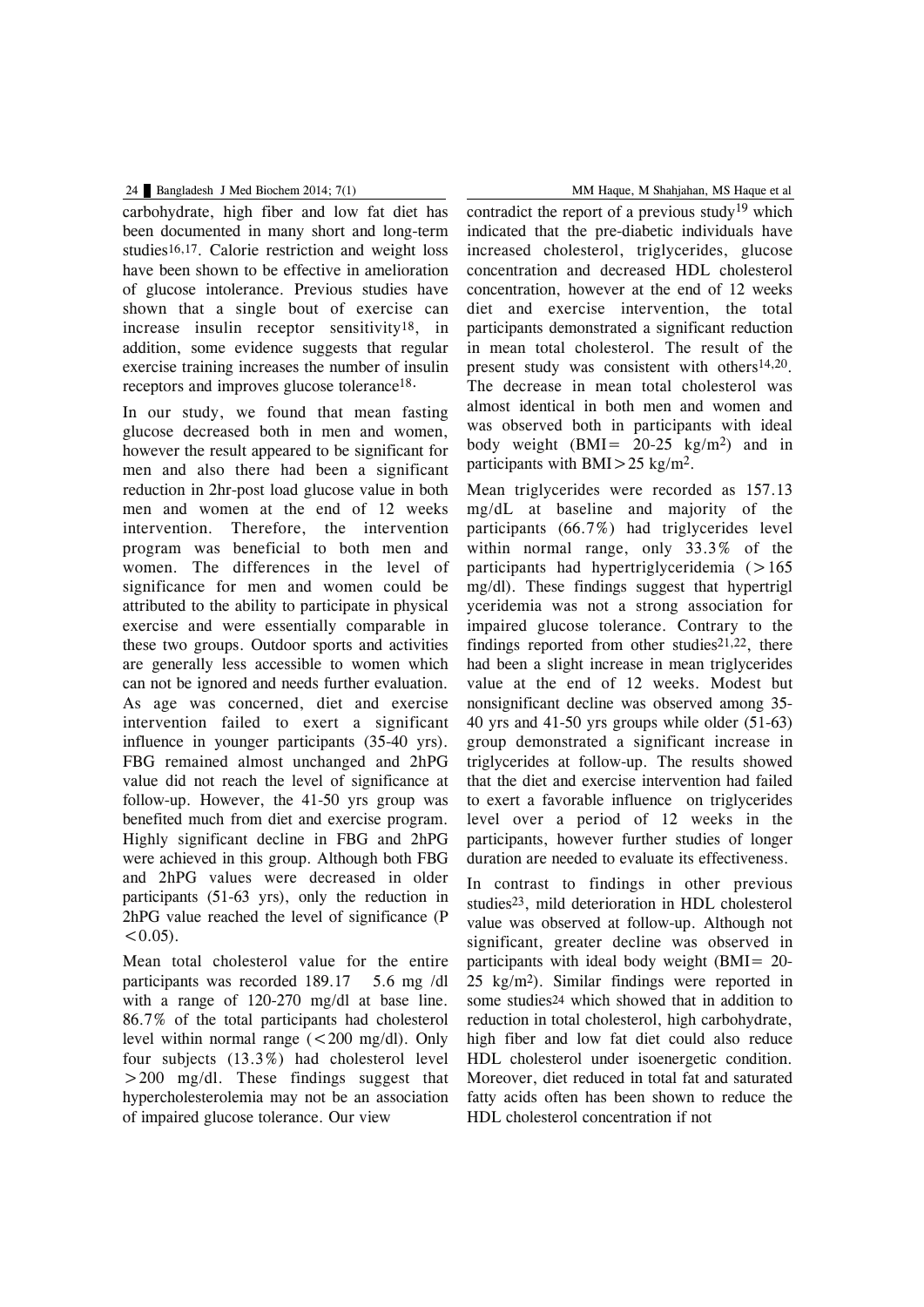carbohydrate, high fiber and low fat diet has been documented in many short and long-term studies[16,17]. Calorie restriction and weight loss have been shown to be effective in amelioration of glucose intolerance. Previous studies have shown that a single bout of exercise can increase insulin receptor sensitivity[18], in addition, some evidence suggests that regular exercise training increases the number of insulin receptors and improves glucose tolerance[18].

In our study, we found that mean fasting glucose decreased both in men and women, however the result appeared to be significant for men and also there had been a significant reduction in 2hr-post load glucose value in both men and women at the end of 12 weeks intervention. Therefore, the intervention program was beneficial to both men and women. The differences in the level of significance for men and women could be attributed to the ability to participate in physical exercise and were essentially comparable in these two groups. Outdoor sports and activities are generally less accessible to women which can not be ignored and needs further evaluation. As age was concerned, diet and exercise intervention failed to exert a significant influence in younger participants (35-40 yrs). FBG remained almost unchanged and 2hPG value did not reach the level of significance at follow-up. However, the 41-50 yrs group was benefited much from diet and exercise program. Highly significant decline in FBG and 2hPG were achieved in this group. Although both FBG and 2hPG values were decreased in older participants (51-63 yrs), only the reduction in 2hPG value reached the level of significance ($P < 0.05$).

Mean total cholesterol value for the entire participants was recorded 189.17 5.6 mg /dl with a range of 120-270 mg/dl at base line. 86.7% of the total participants had cholesterol level within normal range (<200 mg/dl). Only four subjects (13.3%) had cholesterol level >200 mg/dl. These findings suggest that hypercholesterolemia may not be an association of impaired glucose tolerance. Our view contradict the report of a previous study[19] which indicated that the pre-diabetic individuals have increased cholesterol, triglycerides, glucose concentration and decreased HDL cholesterol concentration, however at the end of 12 weeks diet and exercise intervention, the total participants demonstrated a significant reduction in mean total cholesterol. The result of the present study was consistent with others[14,20]. The decrease in mean total cholesterol was almost identical in both men and women and was observed both in participants with ideal body weight (BMI= 20-25 kg/m$^2$) and in participants with BMI>25 kg/m$^2$.

Mean triglycerides were recorded as 157.13 mg/dL at baseline and majority of the participants (66.7%) had triglycerides level within normal range, only 33.3% of the participants had hypertriglyceridemia (>165 mg/dl). These findings suggest that hypertrigl yceridemia was not a strong association for impaired glucose tolerance. Contrary to the findings reported from other studies[21,22], there had been a slight increase in mean triglycerides value at the end of 12 weeks. Modest but nonsignificant decline was observed among 35-40 yrs and 41-50 yrs groups while older (51-63) group demonstrated a significant increase in triglycerides at follow-up. The results showed that the diet and exercise intervention had failed to exert a favorable influence on triglycerides level over a period of 12 weeks in the participants, however further studies of longer duration are needed to evaluate its effectiveness.

In contrast to findings in other previous studies[23], mild deterioration in HDL cholesterol value was observed at follow-up. Although not significant, greater decline was observed in participants with ideal body weight (BMI= 20-25 kg/m$^2$). Similar findings were reported in some studies[24] which showed that in addition to reduction in total cholesterol, high carbohydrate, high fiber and low fat diet could also reduce HDL cholesterol under isoenergetic condition. Moreover, diet reduced in total fat and saturated fatty acids often has been shown to reduce the HDL cholesterol concentration if not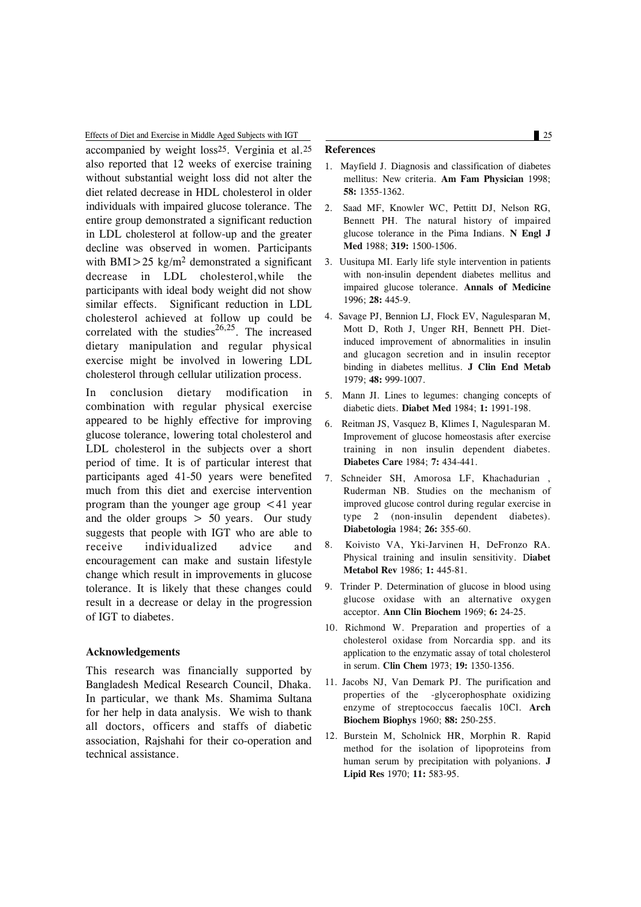accompanied by weight loss[25]. Verginia et al.[25] also reported that 12 weeks of exercise training without substantial weight loss did not alter the diet related decrease in HDL cholesterol in older individuals with impaired glucose tolerance. The entire group demonstrated a significant reduction in LDL cholesterol at follow-up and the greater decline was observed in women. Participants with BMI>25 kg/m$^2$ demonstrated a significant decrease in LDL cholesterol,while the participants with ideal body weight did not show similar effects. Significant reduction in LDL cholesterol achieved at follow up could be correlated with the studies[26,25]. The increased dietary manipulation and regular physical exercise might be involved in lowering LDL cholesterol through cellular utilization process.

In conclusion dietary modification in combination with regular physical exercise appeared to be highly effective for improving glucose tolerance, lowering total cholesterol and LDL cholesterol in the subjects over a short period of time. It is of particular interest that participants aged 41-50 years were benefited much from this diet and exercise intervention program than the younger age group <41 year and the older groups > 50 years. Our study suggests that people with IGT who are able to receive individualized advice and encouragement can make and sustain lifestyle change which result in improvements in glucose tolerance. It is likely that these changes could result in a decrease or delay in the progression of IGT to diabetes.

### Acknowledgements

This research was financially supported by Bangladesh Medical Research Council, Dhaka. In particular, we thank Ms. Shamima Sultana for her help in data analysis. We wish to thank all doctors, officers and staffs of diabetic association, Rajshahi for their co-operation and technical assistance.

### References

1. Mayfield J. Diagnosis and classification of diabetes mellitus: New criteria. **Am Fam Physician** 1998; **58:** 1355-1362.
2. Saad MF, Knowler WC, Pettitt DJ, Nelson RG, Bennett PH. The natural history of impaired glucose tolerance in the Pima Indians. **N Engl J Med** 1988; **319:** 1500-1506.
3. Uusitupa MI. Early life style intervention in patients with non-insulin dependent diabetes mellitus and impaired glucose tolerance. **Annals of Medicine** 1996; **28:** 445-9.
4. Savage PJ, Bennion LJ, Flock EV, Nagulesparan M, Mott D, Roth J, Unger RH, Bennett PH. Diet-induced improvement of abnormalities in insulin and glucagon secretion and in insulin receptor binding in diabetes mellitus. **J Clin End Metab** 1979; **48:** 999-1007.
5. Mann JI. Lines to legumes: changing concepts of diabetic diets. **Diabet Med** 1984; **1:** 1991-198.
6. Reitman JS, Vasquez B, Klimes I, Nagulesparan M. Improvement of glucose homeostasis after exercise training in non insulin dependent diabetes. **Diabetes Care** 1984; **7:** 434-441.
7. Schneider SH, Amorosa LF, Khachadurian , Ruderman NB. Studies on the mechanism of improved glucose control during regular exercise in type 2 (non-insulin dependent diabetes). **Diabetologia** 1984; **26:** 355-60.
8. Koivisto VA, Yki-Jarvinen H, DeFronzo RA. Physical training and insulin sensitivity. **Diabet Metabol Rev** 1986; **1:** 445-81.
9. Trinder P. Determination of glucose in blood using glucose oxidase with an alternative oxygen acceptor. **Ann Clin Biochem** 1969; **6:** 24-25.
10. Richmond W. Preparation and properties of a cholesterol oxidase from Norcardia spp. and its application to the enzymatic assay of total cholesterol in serum. **Clin Chem** 1973; **19:** 1350-1356.
11. Jacobs NJ, Van Demark PJ. The purification and properties of the -glycerophosphate oxidizing enzyme of streptococcus faecalis 10Cl. **Arch Biochem Biophys** 1960; **88:** 250-255.
12. Burstein M, Scholnick HR, Morphin R. Rapid method for the isolation of lipoproteins from human serum by precipitation with polyanions. **J Lipid Res** 1970; **11:** 583-95.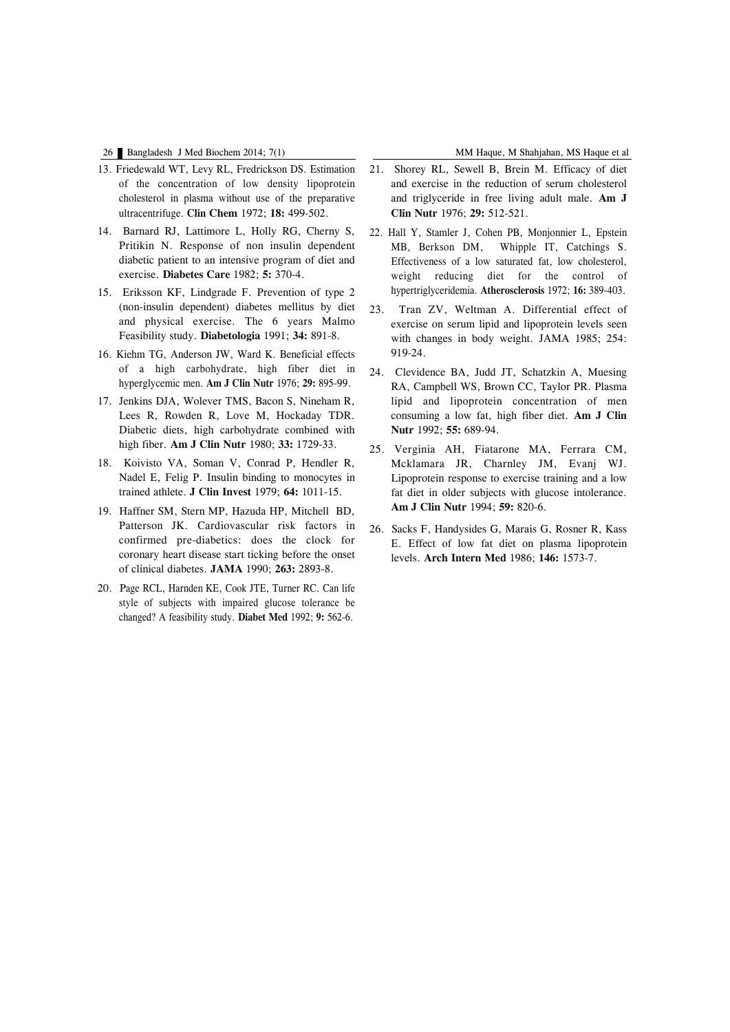13. Friedewald WT, Levy RL, Fredrickson DS. Estimation of the concentration of low density lipoprotein cholesterol in plasma without use of the preparative ultracentrifuge. **Clin Chem** 1972; **18:** 499-502.

14. Barnard RJ, Lattimore L, Holly RG, Cherny S, Pritikin N. Response of non insulin dependent diabetic patient to an intensive program of diet and exercise. **Diabetes Care** 1982; **5:** 370-4.

15. Eriksson KF, Lindgrade F. Prevention of type 2 (non-insulin dependent) diabetes mellitus by diet and physical exercise. The 6 years Malmo Feasibility study. **Diabetologia** 1991; **34:** 891-8.

16. Kiehm TG, Anderson JW, Ward K. Beneficial effects of a high carbohydrate, high fiber diet in hyperglycemic men. **Am J Clin Nutr** 1976; **29:** 895-99.

17. Jenkins DJA, Wolever TMS, Bacon S, Nineham R, Lees R, Rowden R, Love M, Hockaday TDR. Diabetic diets, high carbohydrate combined with high fiber. **Am J Clin Nutr** 1980; **33:** 1729-33.

18. Koivisto VA, Soman V, Conrad P, Hendler R, Nadel E, Felig P. Insulin binding to monocytes in trained athlete. **J Clin Invest** 1979; **64:** 1011-15.

19. Haffner SM, Stern MP, Hazuda HP, Mitchell BD, Patterson JK. Cardiovascular risk factors in confirmed pre-diabetics: does the clock for coronary heart disease start ticking before the onset of clinical diabetes. **JAMA** 1990; **263:** 2893-8.

20. Page RCL, Harnden KE, Cook JTE, Turner RC. Can life style of subjects with impaired glucose tolerance be changed? A feasibility study. **Diabet Med** 1992; **9:** 562-6.

21. Shorey RL, Sewell B, Brein M. Efficacy of diet and exercise in the reduction of serum cholesterol and triglyceride in free living adult male. **Am J Clin Nutr** 1976; **29:** 512-521.

22. Hall Y, Stamler J, Cohen PB, Monjonnier L, Epstein MB, Berkson DM, Whipple IT, Catchings S. Effectiveness of a low saturated fat, low cholesterol, weight reducing diet for the control of hypertriglyceridemia. **Atherosclerosis** 1972; **16:** 389-403.

23. Tran ZV, Weltman A. Differential effect of exercise on serum lipid and lipoprotein levels seen with changes in body weight. JAMA 1985; 254: 919-24.

24. Clevidence BA, Judd JT, Schatzkin A, Muesing RA, Campbell WS, Brown CC, Taylor PR. Plasma lipid and lipoprotein concentration of men consuming a low fat, high fiber diet. **Am J Clin Nutr** 1992; **55:** 689-94.

25. Verginia AH, Fiatarone MA, Ferrara CM, Mcklamara JR, Charnley JM, Evanj WJ. Lipoprotein response to exercise training and a low fat diet in older subjects with glucose intolerance. **Am J Clin Nutr** 1994; **59:** 820-6.

26. Sacks F, Handysides G, Marais G, Rosner R, Kass E. Effect of low fat diet on plasma lipoprotein levels. **Arch Intern Med** 1986; **146:** 1573-7.